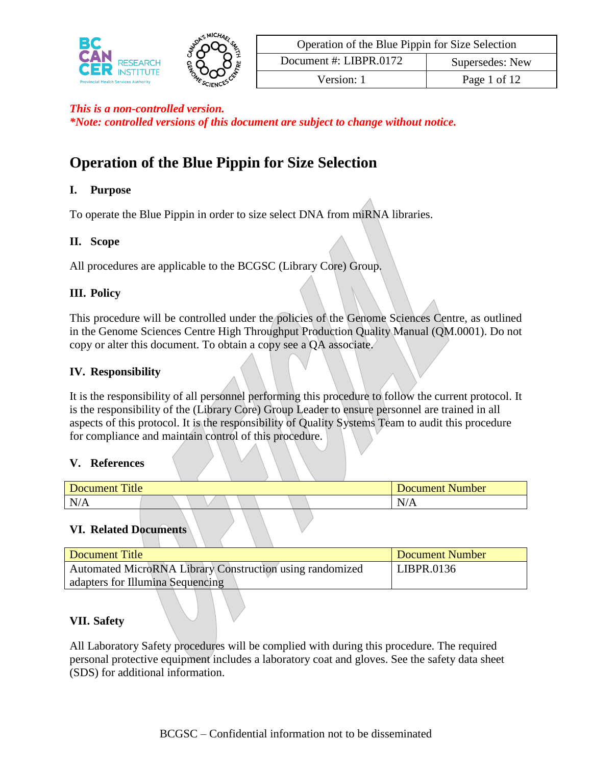| Operation of the Blue Pippin for Size Selection | |
|---|---|
| Document #: LIBPR.0172 | Supersedes: New |
| Version: 1 | Page 1 of 12 |

***This is a non-controlled version.***
***\*Note: controlled versions of this document are subject to change without notice.***

# Operation of the Blue Pippin for Size Selection

## I. Purpose

To operate the Blue Pippin in order to size select DNA from miRNA libraries.

## II. Scope

All procedures are applicable to the BCGSC (Library Core) Group.

## III. Policy

This procedure will be controlled under the policies of the Genome Sciences Centre, as outlined in the Genome Sciences Centre High Throughput Production Quality Manual (QM.0001). Do not copy or alter this document. To obtain a copy see a QA associate.

## IV. Responsibility

It is the responsibility of all personnel performing this procedure to follow the current protocol. It is the responsibility of the (Library Core) Group Leader to ensure personnel are trained in all aspects of this protocol. It is the responsibility of Quality Systems Team to audit this procedure for compliance and maintain control of this procedure.

## V. References

| Document Title | Document Number |
|---|---|
| N/A | N/A |

## VI. Related Documents

| Document Title | Document Number |
|---|---|
| Automated MicroRNA Library Construction using randomized adapters for Illumina Sequencing | LIBPR.0136 |

## VII. Safety

All Laboratory Safety procedures will be complied with during this procedure. The required personal protective equipment includes a laboratory coat and gloves. See the safety data sheet (SDS) for additional information.

BCGSC – Confidential information not to be disseminated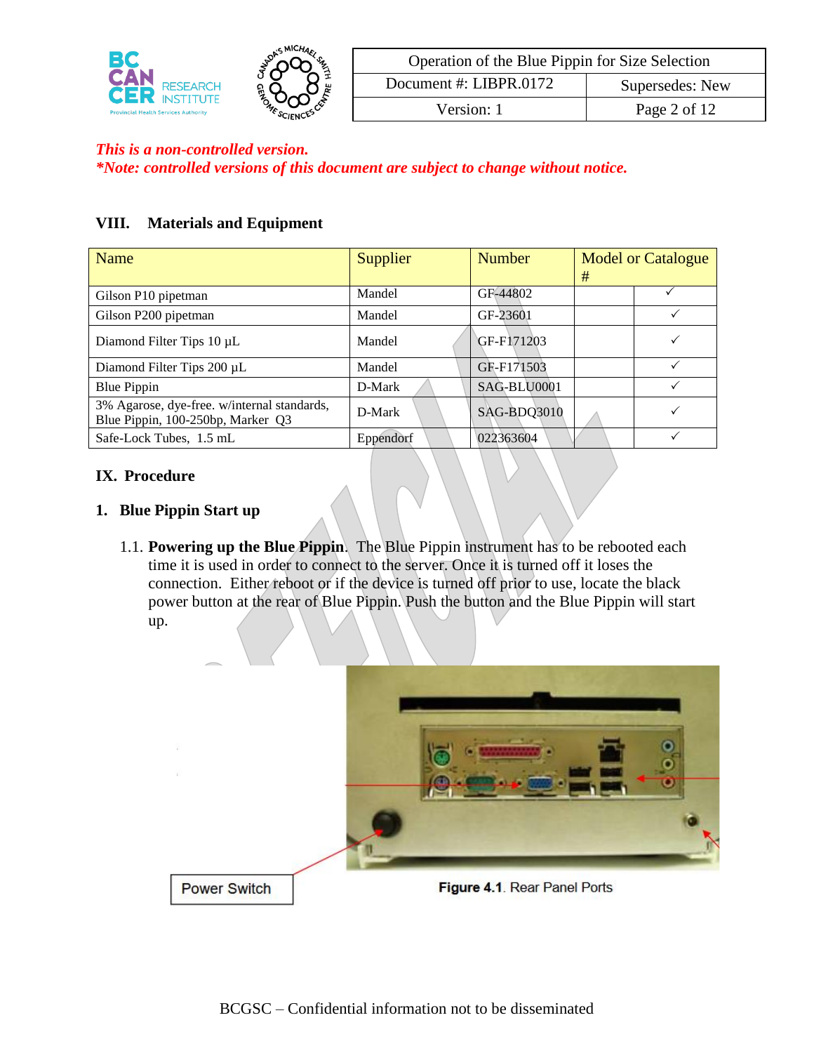*This is a non-controlled version.*
*\*Note: controlled versions of this document are subject to change without notice.*

## VIII. Materials and Equipment

| Name | Supplier | Number | Model or Catalogue # | |
|---|---|---|---|---|
| Gilson P10 pipetman | Mandel | GF-44802 | | ✓ |
| Gilson P200 pipetman | Mandel | GF-23601 | | ✓ |
| Diamond Filter Tips 10 µL | Mandel | GF-F171203 | | ✓ |
| Diamond Filter Tips 200 µL | Mandel | GF-F171503 | | ✓ |
| Blue Pippin | D-Mark | SAG-BLU0001 | | ✓ |
| 3% Agarose, dye-free. w/internal standards, Blue Pippin, 100-250bp, Marker Q3 | D-Mark | SAG-BDQ3010 | | ✓ |
| Safe-Lock Tubes, 1.5 mL | Eppendorf | 022363604 | | ✓ |

## IX. Procedure

### 1. Blue Pippin Start up

1.1. **Powering up the Blue Pippin**. The Blue Pippin instrument has to be rebooted each time it is used in order to connect to the server. Once it is turned off it loses the connection. Either reboot or if the device is turned off prior to use, locate the black power button at the rear of Blue Pippin. Push the button and the Blue Pippin will start up.

Power Switch

**Figure 4.1**. Rear Panel Ports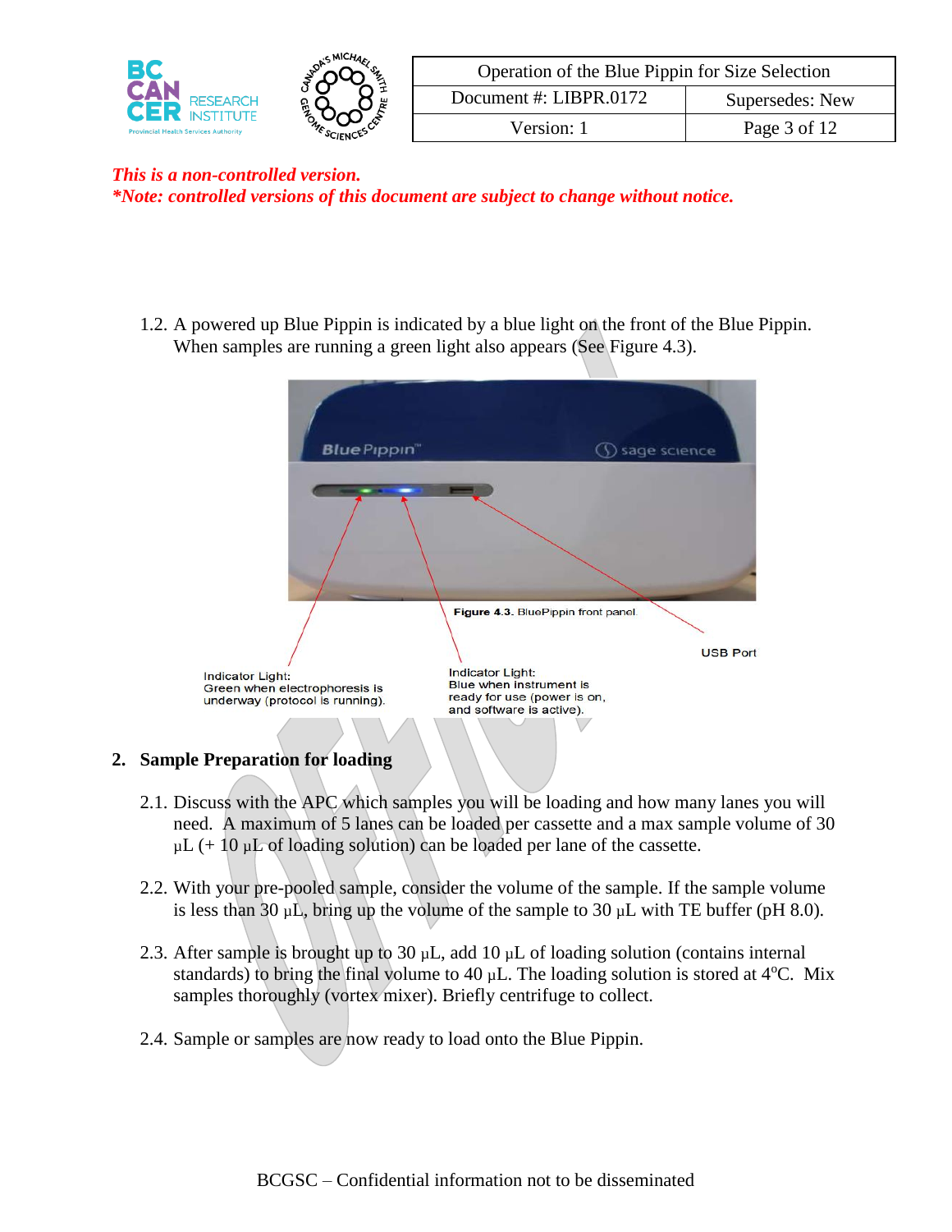*This is a non-controlled version.*
*\*Note: controlled versions of this document are subject to change without notice.*

1.2. A powered up Blue Pippin is indicated by a blue light on the front of the Blue Pippin. When samples are running a green light also appears (See Figure 4.3).

**Figure 4.3.** BluePippin front panel.

USB Port

Indicator Light: Green when electrophoresis is underway (protocol is running).

Indicator Light: Blue when instrument is ready for use (power is on, and software is active).

## 2. Sample Preparation for loading

2.1. Discuss with the APC which samples you will be loading and how many lanes you will need. A maximum of 5 lanes can be loaded per cassette and a max sample volume of 30 µL (+ 10 µL of loading solution) can be loaded per lane of the cassette.

2.2. With your pre-pooled sample, consider the volume of the sample. If the sample volume is less than 30 µL, bring up the volume of the sample to 30 µL with TE buffer (pH 8.0).

2.3. After sample is brought up to 30 µL, add 10 µL of loading solution (contains internal standards) to bring the final volume to 40 µL. The loading solution is stored at $4^{o}$C. Mix samples thoroughly (vortex mixer). Briefly centrifuge to collect.

2.4. Sample or samples are now ready to load onto the Blue Pippin.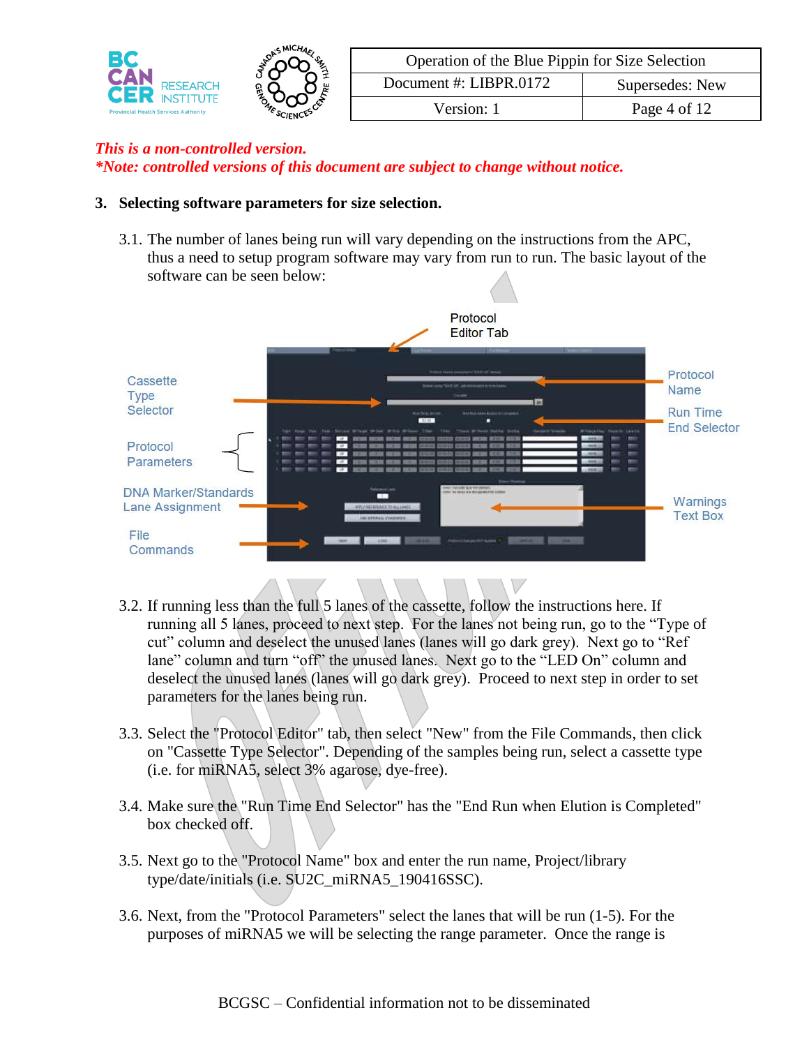*This is a non-controlled version.*
***Note: controlled versions of this document are subject to change without notice.***

**3. Selecting software parameters for size selection.**

3.1. The number of lanes being run will vary depending on the instructions from the APC, thus a need to setup program software may vary from run to run. The basic layout of the software can be seen below:

3.2. If running less than the full 5 lanes of the cassette, follow the instructions here. If running all 5 lanes, proceed to next step. For the lanes not being run, go to the "Type of cut" column and deselect the unused lanes (lanes will go dark grey). Next go to "Ref lane" column and turn "off" the unused lanes. Next go to the "LED On" column and deselect the unused lanes (lanes will go dark grey). Proceed to next step in order to set parameters for the lanes being run.

3.3. Select the "Protocol Editor" tab, then select "New" from the File Commands, then click on "Cassette Type Selector". Depending of the samples being run, select a cassette type (i.e. for miRNA5, select 3% agarose, dye-free).

3.4. Make sure the "Run Time End Selector" has the "End Run when Elution is Completed" box checked off.

3.5. Next go to the "Protocol Name" box and enter the run name, Project/library type/date/initials (i.e. SU2C_miRNA5_190416SSC).

3.6. Next, from the "Protocol Parameters" select the lanes that will be run (1-5). For the purposes of miRNA5 we will be selecting the range parameter. Once the range is

BCGSC – Confidential information not to be disseminated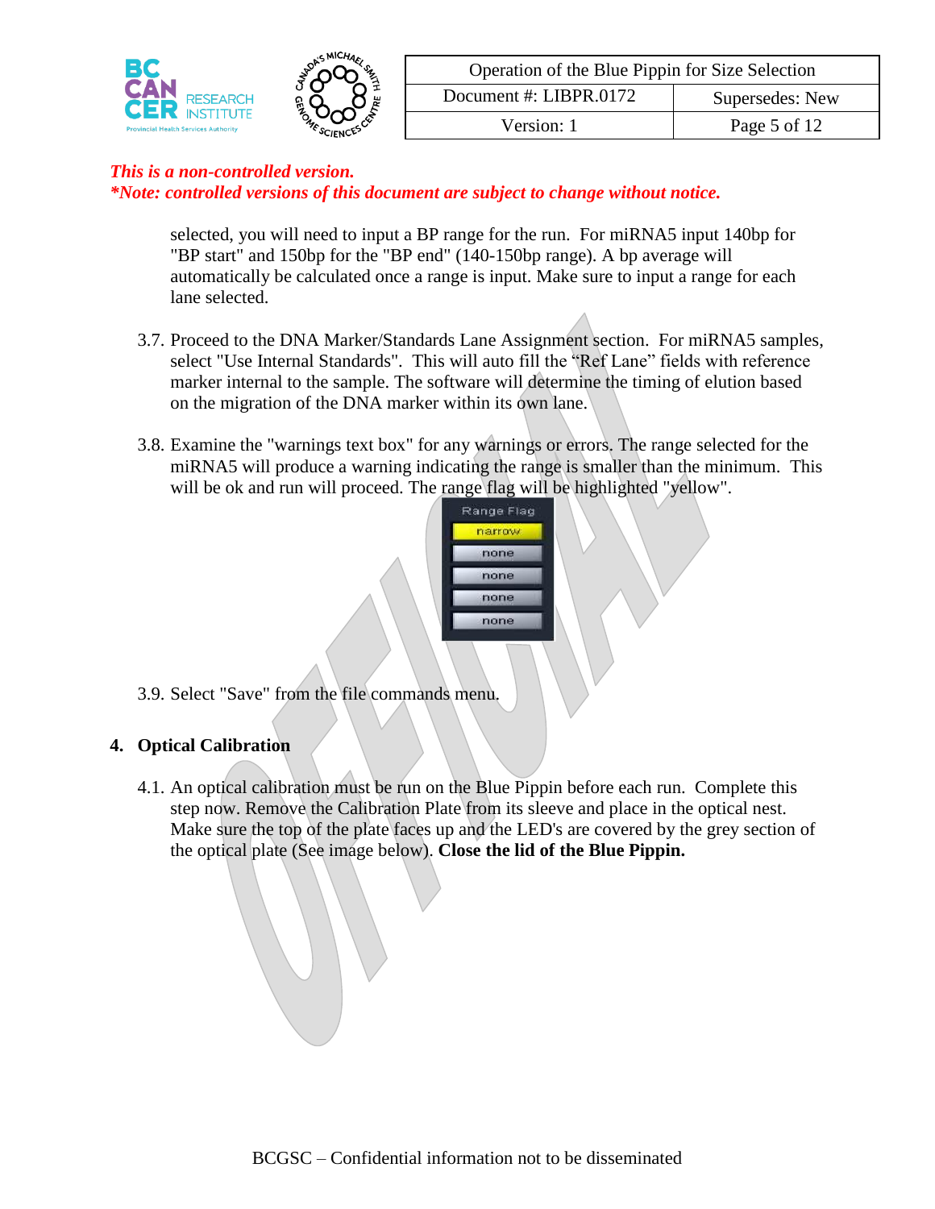*This is a non-controlled version.*
*\*Note: controlled versions of this document are subject to change without notice.*

selected, you will need to input a BP range for the run. For miRNA5 input 140bp for "BP start" and 150bp for the "BP end" (140-150bp range). A bp average will automatically be calculated once a range is input. Make sure to input a range for each lane selected.

3.7. Proceed to the DNA Marker/Standards Lane Assignment section. For miRNA5 samples, select "Use Internal Standards". This will auto fill the "Ref Lane" fields with reference marker internal to the sample. The software will determine the timing of elution based on the migration of the DNA marker within its own lane.

3.8. Examine the "warnings text box" for any warnings or errors. The range selected for the miRNA5 will produce a warning indicating the range is smaller than the minimum. This will be ok and run will proceed. The range flag will be highlighted "yellow".

| Range Flag |
| --- |
| narrow |
| none |
| none |
| none |
| none |

3.9. Select "Save" from the file commands menu.

## 4. Optical Calibration

4.1. An optical calibration must be run on the Blue Pippin before each run. Complete this step now. Remove the Calibration Plate from its sleeve and place in the optical nest. Make sure the top of the plate faces up and the LED's are covered by the grey section of the optical plate (See image below). **Close the lid of the Blue Pippin.**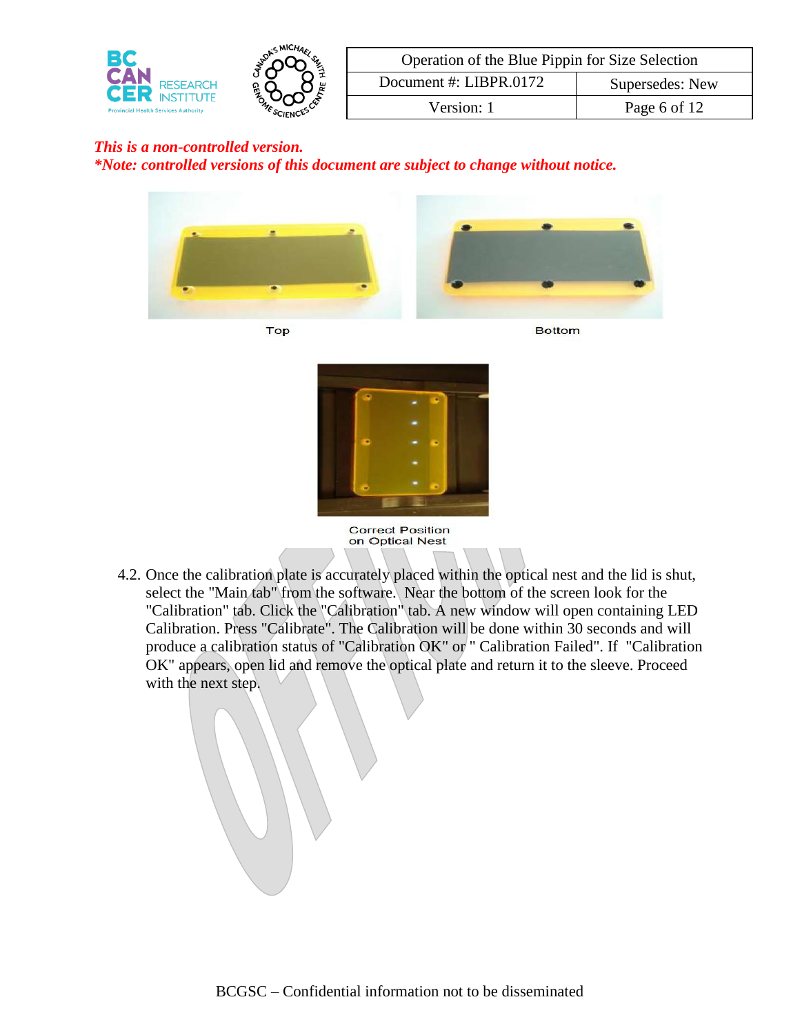*This is a non-controlled version.*
***Note: controlled versions of this document are subject to change without notice.***

Top

Bottom

Correct Position on Optical Nest

4.2. Once the calibration plate is accurately placed within the optical nest and the lid is shut, select the "Main tab" from the software. Near the bottom of the screen look for the "Calibration" tab. Click the "Calibration" tab. A new window will open containing LED Calibration. Press "Calibrate". The Calibration will be done within 30 seconds and will produce a calibration status of "Calibration OK" or " Calibration Failed". If "Calibration OK" appears, open lid and remove the optical plate and return it to the sleeve. Proceed with the next step.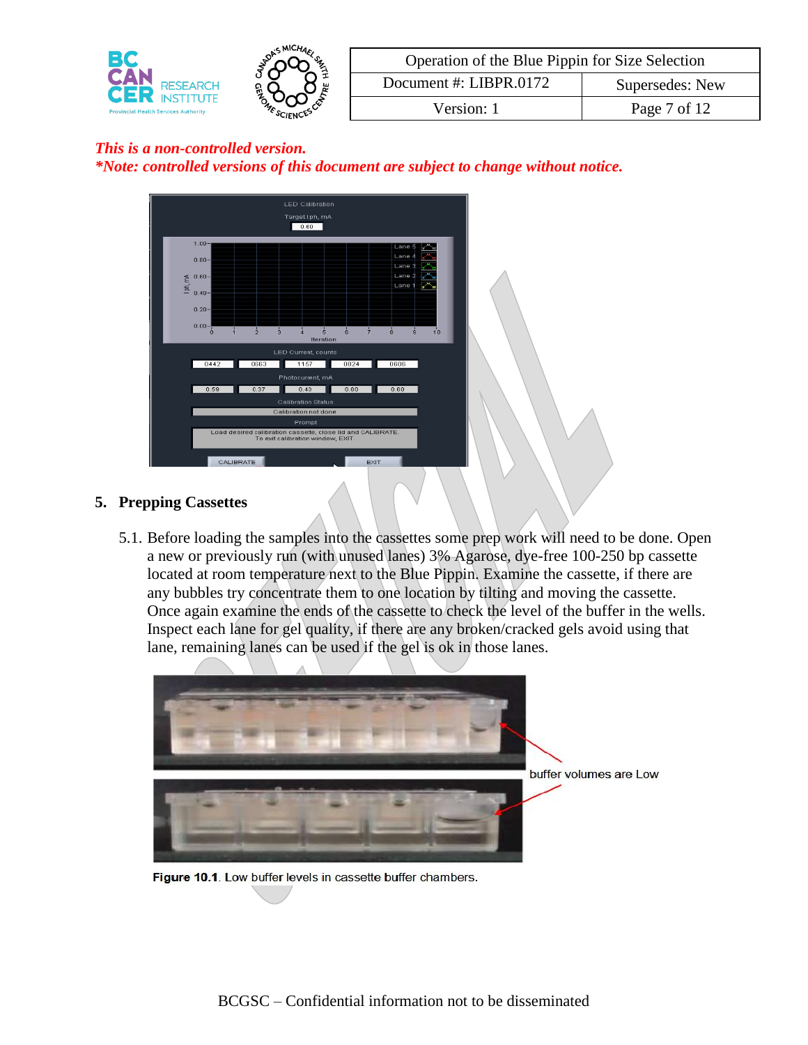*This is a non-controlled version.*
***Note: controlled versions of this document are subject to change without notice.***

## 5. Prepping Cassettes

5.1. Before loading the samples into the cassettes some prep work will need to be done. Open a new or previously run (with unused lanes) 3% Agarose, dye-free 100-250 bp cassette located at room temperature next to the Blue Pippin. Examine the cassette, if there are any bubbles try concentrate them to one location by tilting and moving the cassette. Once again examine the ends of the cassette to check the level of the buffer in the wells. Inspect each lane for gel quality, if there are any broken/cracked gels avoid using that lane, remaining lanes can be used if the gel is ok in those lanes.

**Figure 10.1**. Low buffer levels in cassette buffer chambers.

BCGSC – Confidential information not to be disseminated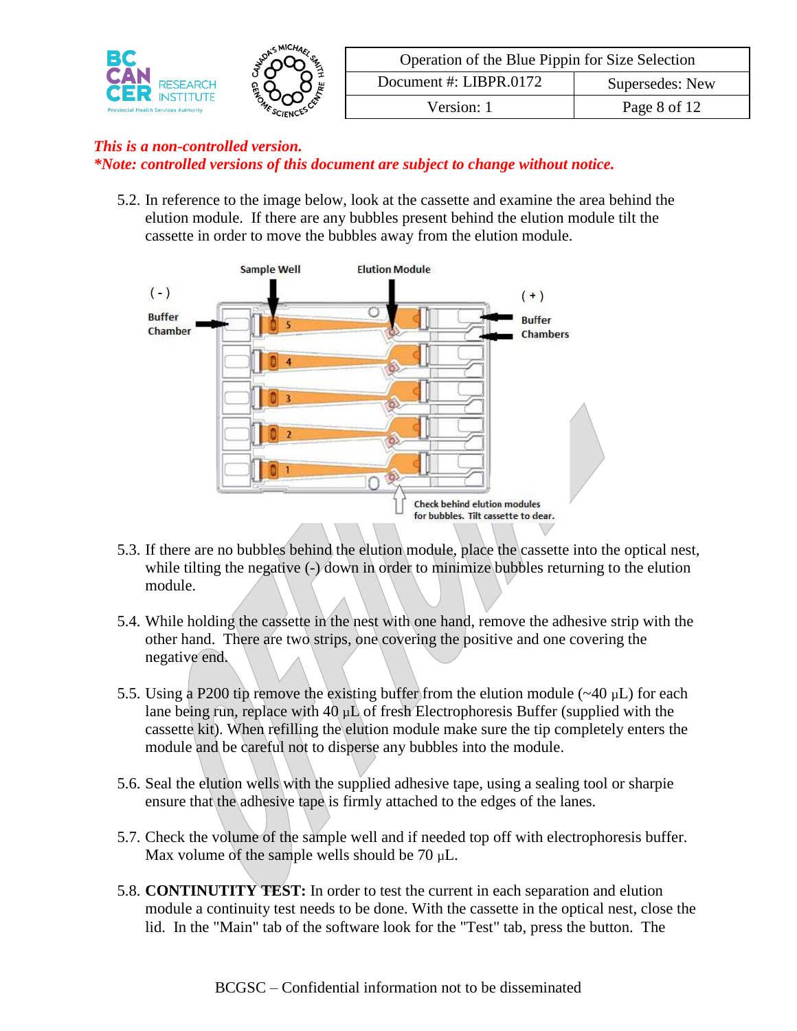*This is a non-controlled version.*
*\*Note: controlled versions of this document are subject to change without notice.*

5.2. In reference to the image below, look at the cassette and examine the area behind the elution module. If there are any bubbles present behind the elution module tilt the cassette in order to move the bubbles away from the elution module.

5.3. If there are no bubbles behind the elution module, place the cassette into the optical nest, while tilting the negative (-) down in order to minimize bubbles returning to the elution module.

5.4. While holding the cassette in the nest with one hand, remove the adhesive strip with the other hand. There are two strips, one covering the positive and one covering the negative end.

5.5. Using a P200 tip remove the existing buffer from the elution module (~40 µL) for each lane being run, replace with 40 µL of fresh Electrophoresis Buffer (supplied with the cassette kit). When refilling the elution module make sure the tip completely enters the module and be careful not to disperse any bubbles into the module.

5.6. Seal the elution wells with the supplied adhesive tape, using a sealing tool or sharpie ensure that the adhesive tape is firmly attached to the edges of the lanes.

5.7. Check the volume of the sample well and if needed top off with electrophoresis buffer. Max volume of the sample wells should be 70 µL.

5.8. **CONTINUTITY TEST:** In order to test the current in each separation and elution module a continuity test needs to be done. With the cassette in the optical nest, close the lid. In the "Main" tab of the software look for the "Test" tab, press the button. The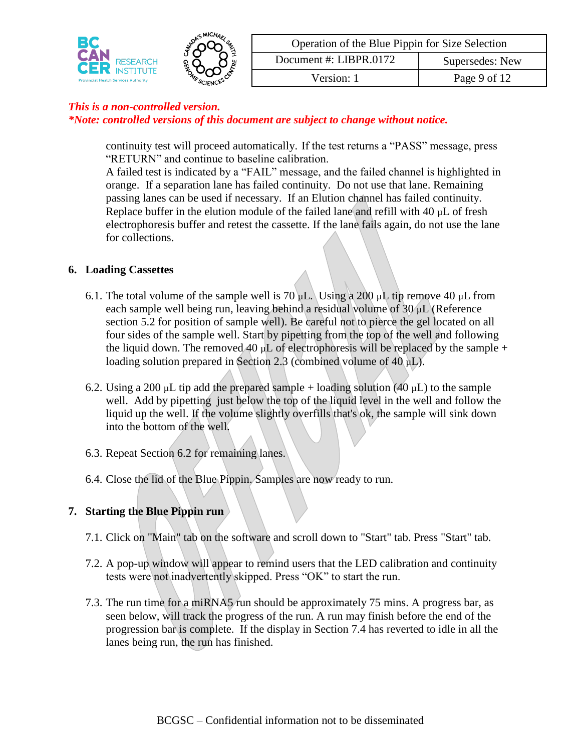*This is a non-controlled version.*
***Note: controlled versions of this document are subject to change without notice.***

continuity test will proceed automatically. If the test returns a "PASS" message, press "RETURN" and continue to baseline calibration.
A failed test is indicated by a "FAIL" message, and the failed channel is highlighted in orange. If a separation lane has failed continuity. Do not use that lane. Remaining passing lanes can be used if necessary. If an Elution channel has failed continuity. Replace buffer in the elution module of the failed lane and refill with 40 µL of fresh electrophoresis buffer and retest the cassette. If the lane fails again, do not use the lane for collections.

## 6. Loading Cassettes

6.1. The total volume of the sample well is 70 µL. Using a 200 µL tip remove 40 µL from each sample well being run, leaving behind a residual volume of 30 µL (Reference section 5.2 for position of sample well). Be careful not to pierce the gel located on all four sides of the sample well. Start by pipetting from the top of the well and following the liquid down. The removed 40 µL of electrophoresis will be replaced by the sample + loading solution prepared in Section 2.3 (combined volume of 40 µL).

6.2. Using a 200 µL tip add the prepared sample + loading solution (40 µL) to the sample well. Add by pipetting just below the top of the liquid level in the well and follow the liquid up the well. If the volume slightly overfills that's ok, the sample will sink down into the bottom of the well.

6.3. Repeat Section 6.2 for remaining lanes.

6.4. Close the lid of the Blue Pippin. Samples are now ready to run.

## 7. Starting the Blue Pippin run

7.1. Click on "Main" tab on the software and scroll down to "Start" tab. Press "Start" tab.

7.2. A pop-up window will appear to remind users that the LED calibration and continuity tests were not inadvertently skipped. Press "OK" to start the run.

7.3. The run time for a miRNA5 run should be approximately 75 mins. A progress bar, as seen below, will track the progress of the run. A run may finish before the end of the progression bar is complete. If the display in Section 7.4 has reverted to idle in all the lanes being run, the run has finished.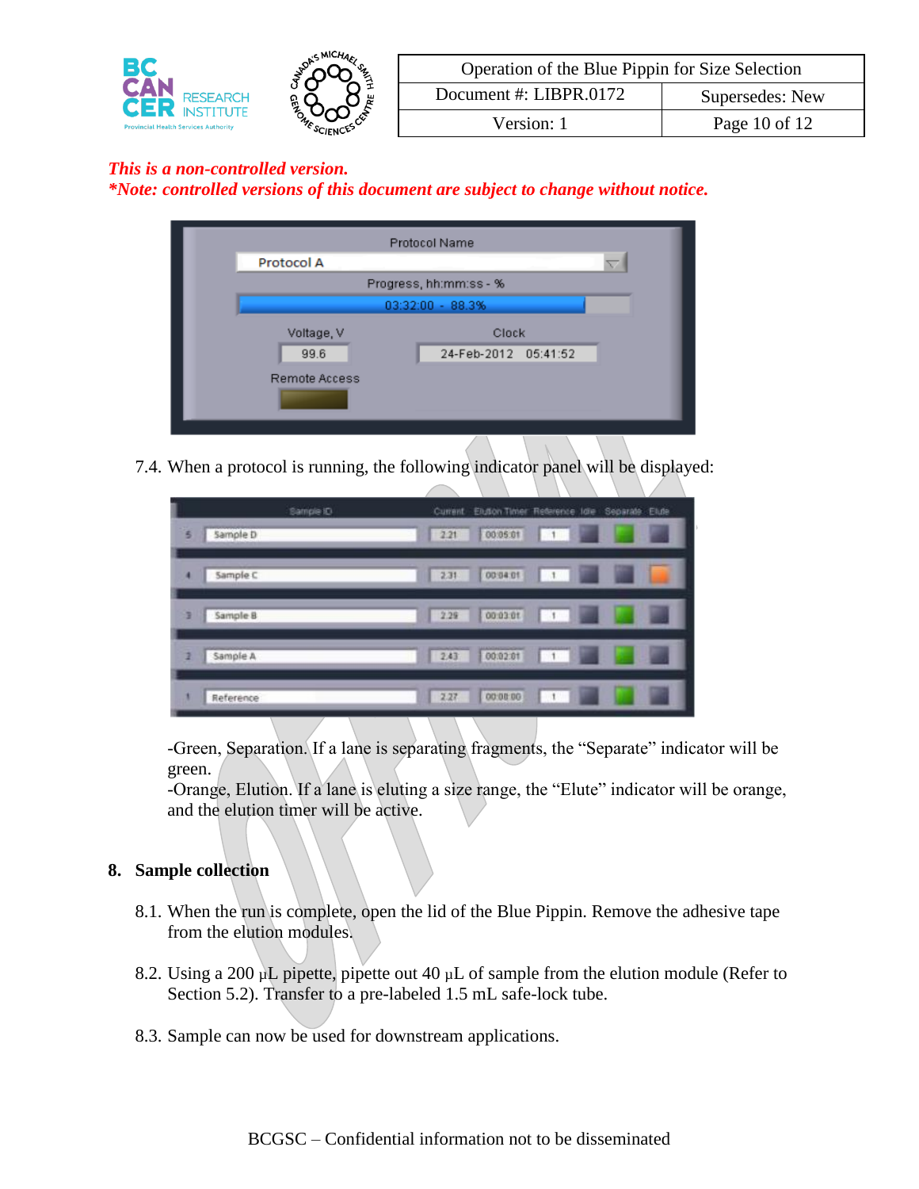*This is a non-controlled version.*
***Note: controlled versions of this document are subject to change without notice.***

7.4. When a protocol is running, the following indicator panel will be displayed:

-Green, Separation. If a lane is separating fragments, the "Separate" indicator will be green.
-Orange, Elution. If a lane is eluting a size range, the "Elute" indicator will be orange, and the elution timer will be active.

## 8. Sample collection

8.1. When the run is complete, open the lid of the Blue Pippin. Remove the adhesive tape from the elution modules.

8.2. Using a 200 µL pipette, pipette out 40 µL of sample from the elution module (Refer to Section 5.2). Transfer to a pre-labeled 1.5 mL safe-lock tube.

8.3. Sample can now be used for downstream applications.

BCGSC – Confidential information not to be disseminated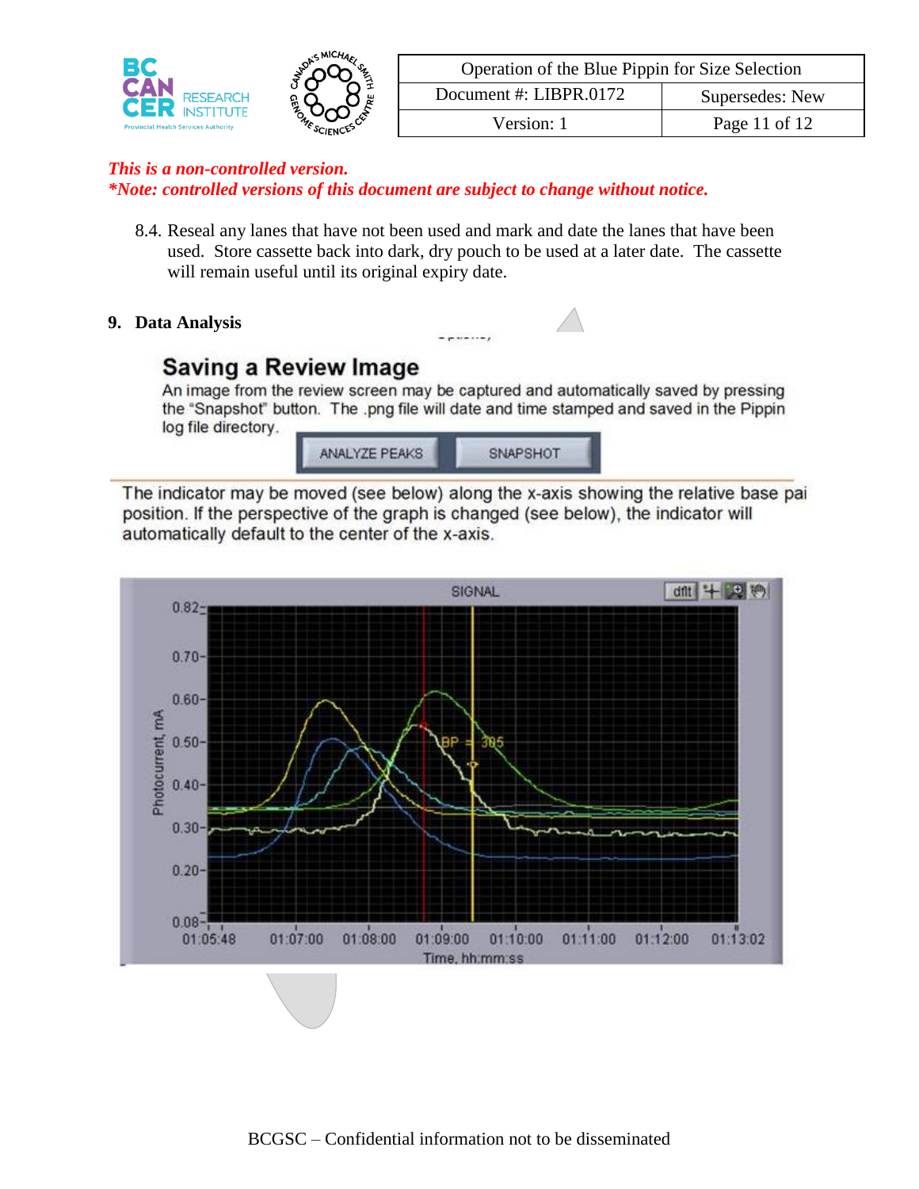*This is a non-controlled version.*
***Note: controlled versions of this document are subject to change without notice.***

8.4. Reseal any lanes that have not been used and mark and date the lanes that have been used. Store cassette back into dark, dry pouch to be used at a later date. The cassette will remain useful until its original expiry date.

## 9. Data Analysis

### Saving a Review Image

An image from the review screen may be captured and automatically saved by pressing the "Snapshot" button. The .png file will date and time stamped and saved in the Pippin log file directory.

ANALYZE PEAKS | SNAPSHOT

The indicator may be moved (see below) along the x-axis showing the relative base pai position. If the perspective of the graph is changed (see below), the indicator will automatically default to the center of the x-axis.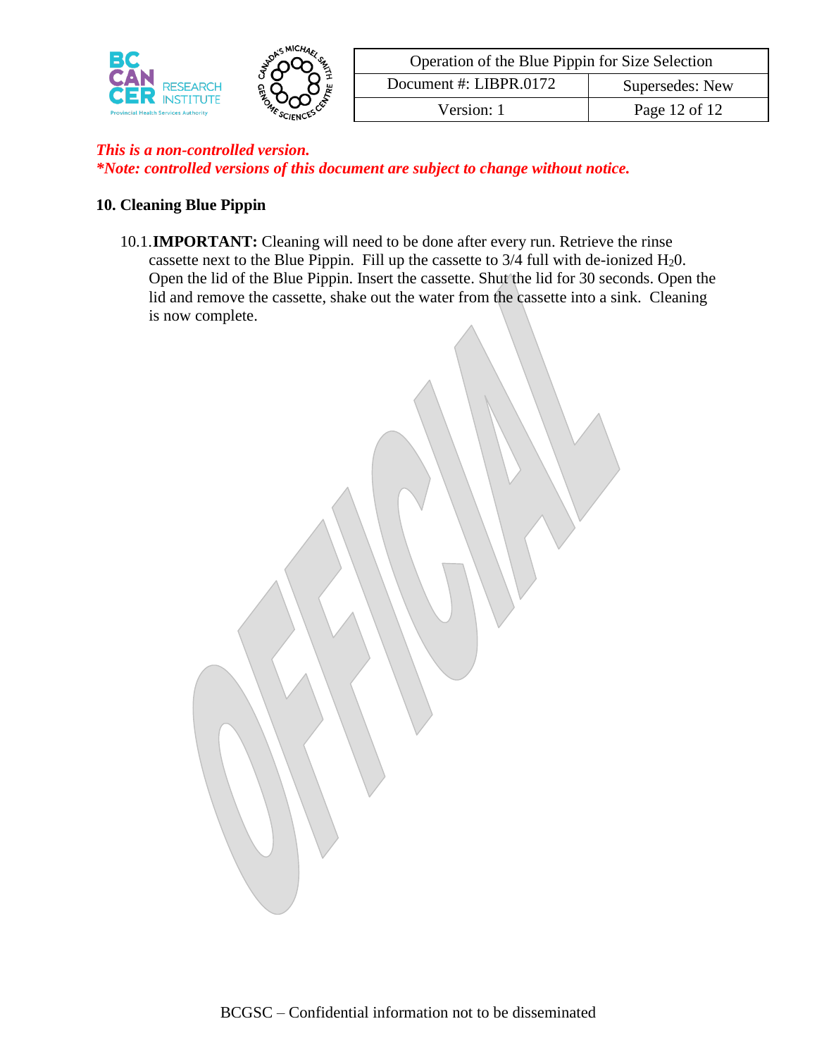*This is a non-controlled version.*
*\*Note: controlled versions of this document are subject to change without notice.*

## 10. Cleaning Blue Pippin

10.1. **IMPORTANT:** Cleaning will need to be done after every run. Retrieve the rinse cassette next to the Blue Pippin. Fill up the cassette to 3/4 full with de-ionized $H_20$. Open the lid of the Blue Pippin. Insert the cassette. Shut the lid for 30 seconds. Open the lid and remove the cassette, shake out the water from the cassette into a sink. Cleaning is now complete.